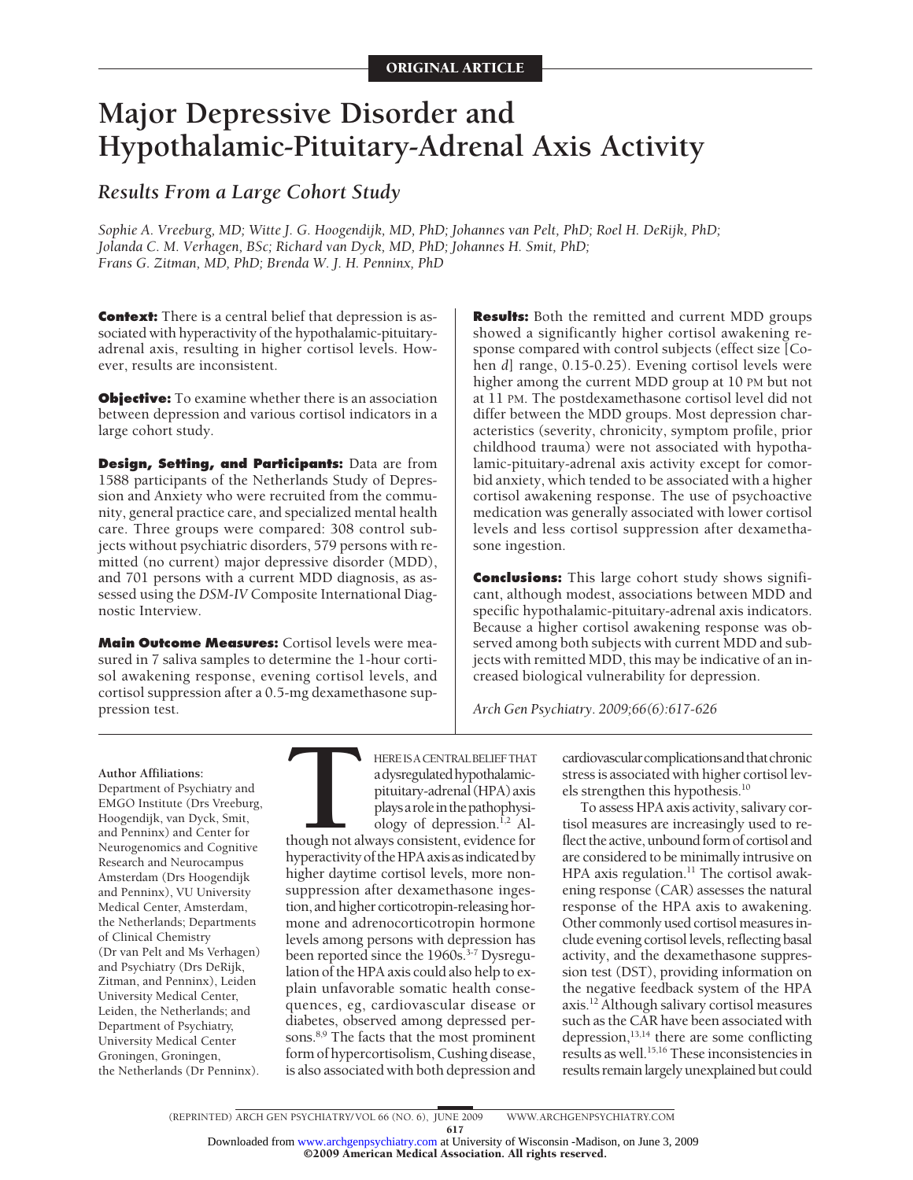ORIGINAL ARTICLE

# Major Depressive Disorder and Hypothalamic-Pituitary-Adrenal Axis Activity

## *Results From a Large Cohort Study*

*Sophie A. Vreeburg, MD; Witte J. G. Hoogendijk, MD, PhD; Johannes van Pelt, PhD; Roel H. DeRijk, PhD; Jolanda C. M. Verhagen, BSc; Richard van Dyck, MD, PhD; Johannes H. Smit, PhD; Frans G. Zitman, MD, PhD; Brenda W. J. H. Penninx, PhD*

**Context:** There is a central belief that depression is associated with hyperactivity of the hypothalamic-pituitary-adrenal axis, resulting in higher cortisol levels. However, results are inconsistent.

**Objective:** To examine whether there is an association between depression and various cortisol indicators in a large cohort study.

**Design, Setting, and Participants:** Data are from 1588 participants of the Netherlands Study of Depression and Anxiety who were recruited from the community, general practice care, and specialized mental health care. Three groups were compared: 308 control subjects without psychiatric disorders, 579 persons with remitted (no current) major depressive disorder (MDD), and 701 persons with a current MDD diagnosis, as assessed using the *DSM-IV* Composite International Diagnostic Interview.

**Main Outcome Measures:** Cortisol levels were measured in 7 saliva samples to determine the 1-hour cortisol awakening response, evening cortisol levels, and cortisol suppression after a 0.5-mg dexamethasone suppression test.

**Results:** Both the remitted and current MDD groups showed a significantly higher cortisol awakening response compared with control subjects (effect size [Cohen *d*] range, 0.15-0.25). Evening cortisol levels were higher among the current MDD group at 10 PM but not at 11 PM. The postdexamethasone cortisol level did not differ between the MDD groups. Most depression characteristics (severity, chronicity, symptom profile, prior childhood trauma) were not associated with hypothalamic-pituitary-adrenal axis activity except for comorbid anxiety, which tended to be associated with a higher cortisol awakening response. The use of psychoactive medication was generally associated with lower cortisol levels and less cortisol suppression after dexamethasone ingestion.

**Conclusions:** This large cohort study shows significant, although modest, associations between MDD and specific hypothalamic-pituitary-adrenal axis indicators. Because a higher cortisol awakening response was observed among both subjects with current MDD and subjects with remitted MDD, this may be indicative of an increased biological vulnerability for depression.

*Arch Gen Psychiatry. 2009;66(6):617-626*

**Author Affiliations:** Department of Psychiatry and EMGO Institute (Drs Vreeburg, Hoogendijk, van Dyck, Smit, and Penninx) and Center for Neurogenomics and Cognitive Research and Neurocampus Amsterdam (Drs Hoogendijk and Penninx), VU University Medical Center, Amsterdam, the Netherlands; Departments of Clinical Chemistry (Dr van Pelt and Ms Verhagen) and Psychiatry (Drs DeRijk, Zitman, and Penninx), Leiden University Medical Center, Leiden, the Netherlands; and Department of Psychiatry, University Medical Center Groningen, Groningen, the Netherlands (Dr Penninx).

THERE IS A CENTRAL BELIEF THAT a dysregulated hypothalamic-pituitary-adrenal (HPA) axis plays a role in the pathophysiology of depression.[1,2] Although not always consistent, evidence for hyperactivity of the HPA axis as indicated by higher daytime cortisol levels, more nonsuppression after dexamethasone ingestion, and higher corticotropin-releasing hormone and adrenocorticotropin hormone levels among persons with depression has been reported since the 1960s.[3-7] Dysregulation of the HPA axis could also help to explain unfavorable somatic health consequences, eg, cardiovascular disease or diabetes, observed among depressed persons.[8,9] The facts that the most prominent form of hypercortisolism, Cushing disease, is also associated with both depression and cardiovascular complications and that chronic stress is associated with higher cortisol levels strengthen this hypothesis.[10]

To assess HPA axis activity, salivary cortisol measures are increasingly used to reflect the active, unbound form of cortisol and are considered to be minimally intrusive on HPA axis regulation.[11] The cortisol awakening response (CAR) assesses the natural response of the HPA axis to awakening. Other commonly used cortisol measures include evening cortisol levels, reflecting basal activity, and the dexamethasone suppression test (DST), providing information on the negative feedback system of the HPA axis.[12] Although salivary cortisol measures such as the CAR have been associated with depression,[13,14] there are some conflicting results as well.[15,16] These inconsistencies in results remain largely unexplained but could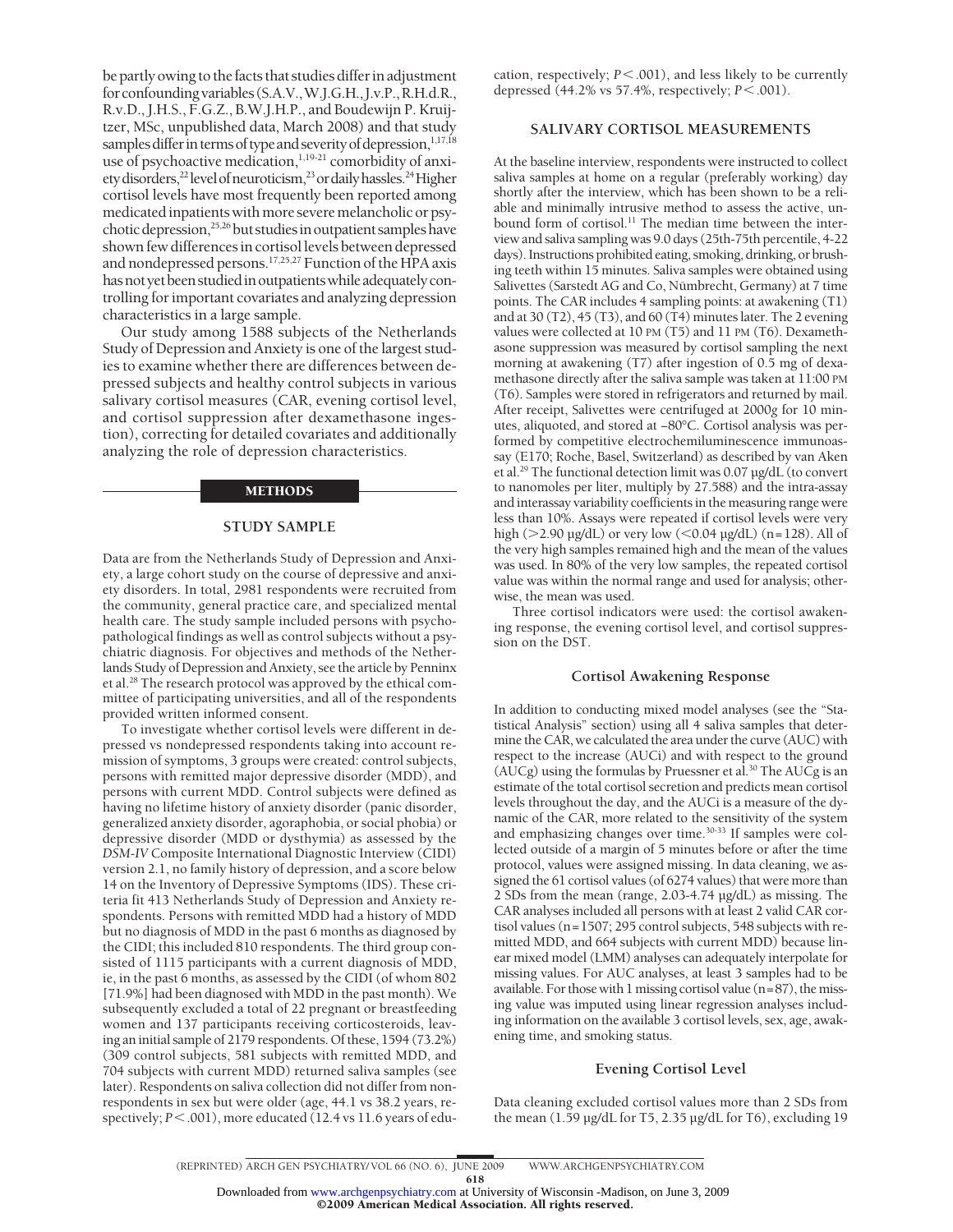be partly owing to the facts that studies differ in adjustment for confounding variables (S.A.V., W.J.G.H., J.v.P., R.H.d.R., R.v.D., J.H.S., F.G.Z., B.W.J.H.P., and Boudewijn P. Kruijtzer, MSc, unpublished data, March 2008) and that study samples differ in terms of type and severity of depression,[1,17,18] use of psychoactive medication,[1,19-21] comorbidity of anxiety disorders,[22] level of neuroticism,[23] or daily hassles.[24] Higher cortisol levels have most frequently been reported among medicated inpatients with more severe melancholic or psychotic depression,[25,26] but studies in outpatient samples have shown few differences in cortisol levels between depressed and nondepressed persons.[17,25,27] Function of the HPA axis has not yet been studied in outpatients while adequately controlling for important covariates and analyzing depression characteristics in a large sample.

Our study among 1588 subjects of the Netherlands Study of Depression and Anxiety is one of the largest studies to examine whether there are differences between depressed subjects and healthy control subjects in various salivary cortisol measures (CAR, evening cortisol level, and cortisol suppression after dexamethasone ingestion), correcting for detailed covariates and additionally analyzing the role of depression characteristics.

## METHODS

### STUDY SAMPLE

Data are from the Netherlands Study of Depression and Anxiety, a large cohort study on the course of depressive and anxiety disorders. In total, 2981 respondents were recruited from the community, general practice care, and specialized mental health care. The study sample included persons with psychopathological findings as well as control subjects without a psychiatric diagnosis. For objectives and methods of the Netherlands Study of Depression and Anxiety, see the article by Penninx et al.[28] The research protocol was approved by the ethical committee of participating universities, and all of the respondents provided written informed consent.

To investigate whether cortisol levels were different in depressed vs nondepressed respondents taking into account remission of symptoms, 3 groups were created: control subjects, persons with remitted major depressive disorder (MDD), and persons with current MDD. Control subjects were defined as having no lifetime history of anxiety disorder (panic disorder, generalized anxiety disorder, agoraphobia, or social phobia) or depressive disorder (MDD or dysthymia) as assessed by the *DSM-IV* Composite International Diagnostic Interview (CIDI) version 2.1, no family history of depression, and a score below 14 on the Inventory of Depressive Symptoms (IDS). These criteria fit 413 Netherlands Study of Depression and Anxiety respondents. Persons with remitted MDD had a history of MDD but no diagnosis of MDD in the past 6 months as diagnosed by the CIDI; this included 810 respondents. The third group consisted of 1115 participants with a current diagnosis of MDD, ie, in the past 6 months, as assessed by the CIDI (of whom 802 [71.9%] had been diagnosed with MDD in the past month). We subsequently excluded a total of 22 pregnant or breastfeeding women and 137 participants receiving corticosteroids, leaving an initial sample of 2179 respondents. Of these, 1594 (73.2%) (309 control subjects, 581 subjects with remitted MDD, and 704 subjects with current MDD) returned saliva samples (see later). Respondents on saliva collection did not differ from nonrespondents in sex but were older (age, 44.1 vs 38.2 years, respectively; $P < .001$), more educated (12.4 vs 11.6 years of education, respectively; $P < .001$), and less likely to be currently depressed (44.2% vs 57.4%, respectively; $P < .001$).

### SALIVARY CORTISOL MEASUREMENTS

At the baseline interview, respondents were instructed to collect saliva samples at home on a regular (preferably working) day shortly after the interview, which has been shown to be a reliable and minimally intrusive method to assess the active, unbound form of cortisol.[11] The median time between the interview and saliva sampling was 9.0 days (25th-75th percentile, 4-22 days). Instructions prohibited eating, smoking, drinking, or brushing teeth within 15 minutes. Saliva samples were obtained using Salivettes (Sarstedt AG and Co, Nümbrecht, Germany) at 7 time points. The CAR includes 4 sampling points: at awakening (T1) and at 30 (T2), 45 (T3), and 60 (T4) minutes later. The 2 evening values were collected at 10 PM (T5) and 11 PM (T6). Dexamethasone suppression was measured by cortisol sampling the next morning at awakening (T7) after ingestion of 0.5 mg of dexamethasone directly after the saliva sample was taken at 11:00 PM (T6). Samples were stored in refrigerators and returned by mail. After receipt, Salivettes were centrifuged at 2000*g* for 10 minutes, aliquoted, and stored at −80°C. Cortisol analysis was performed by competitive electrochemiluminescence immunoassay (E170; Roche, Basel, Switzerland) as described by van Aken et al.[29] The functional detection limit was 0.07 μg/dL (to convert to nanomoles per liter, multiply by 27.588) and the intra-assay and interassay variability coefficients in the measuring range were less than 10%. Assays were repeated if cortisol levels were very high (>2.90 μg/dL) or very low (<0.04 μg/dL) (n=128). All of the very high samples remained high and the mean of the values was used. In 80% of the very low samples, the repeated cortisol value was within the normal range and used for analysis; otherwise, the mean was used.

Three cortisol indicators were used: the cortisol awakening response, the evening cortisol level, and cortisol suppression on the DST.

#### Cortisol Awakening Response

In addition to conducting mixed model analyses (see the "Statistical Analysis" section) using all 4 saliva samples that determine the CAR, we calculated the area under the curve (AUC) with respect to the increase (AUCi) and with respect to the ground (AUCg) using the formulas by Pruessner et al.[30] The AUCg is an estimate of the total cortisol secretion and predicts mean cortisol levels throughout the day, and the AUCi is a measure of the dynamic of the CAR, more related to the sensitivity of the system and emphasizing changes over time.[30-33] If samples were collected outside of a margin of 5 minutes before or after the time protocol, values were assigned missing. In data cleaning, we assigned the 61 cortisol values (of 6274 values) that were more than 2 SDs from the mean (range, 2.03-4.74 μg/dL) as missing. The CAR analyses included all persons with at least 2 valid CAR cortisol values (n=1507; 295 control subjects, 548 subjects with remitted MDD, and 664 subjects with current MDD) because linear mixed model (LMM) analyses can adequately interpolate for missing values. For AUC analyses, at least 3 samples had to be available. For those with 1 missing cortisol value (n=87), the missing value was imputed using linear regression analyses including information on the available 3 cortisol levels, sex, age, awakening time, and smoking status.

#### Evening Cortisol Level

Data cleaning excluded cortisol values more than 2 SDs from the mean (1.59 μg/dL for T5, 2.35 μg/dL for T6), excluding 19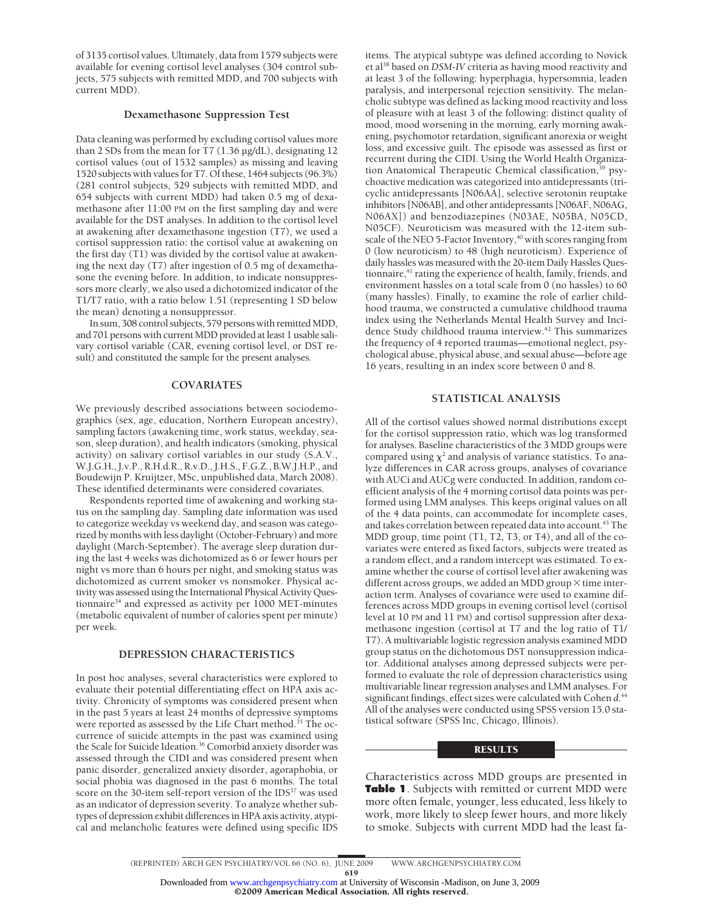of 3135 cortisol values. Ultimately, data from 1579 subjects were available for evening cortisol level analyses (304 control subjects, 575 subjects with remitted MDD, and 700 subjects with current MDD).

### Dexamethasone Suppression Test

Data cleaning was performed by excluding cortisol values more than 2 SDs from the mean for T7 (1.36 µg/dL), designating 12 cortisol values (out of 1532 samples) as missing and leaving 1520 subjects with values for T7. Of these, 1464 subjects (96.3%) (281 control subjects, 529 subjects with remitted MDD, and 654 subjects with current MDD) had taken 0.5 mg of dexamethasone after 11:00 PM on the first sampling day and were available for the DST analyses. In addition to the cortisol level at awakening after dexamethasone ingestion (T7), we used a cortisol suppression ratio: the cortisol value at awakening on the first day (T1) was divided by the cortisol value at awakening the next day (T7) after ingestion of 0.5 mg of dexamethasone the evening before. In addition, to indicate nonsuppressors more clearly, we also used a dichotomized indicator of the T1/T7 ratio, with a ratio below 1.51 (representing 1 SD below the mean) denoting a nonsuppressor.

In sum, 308 control subjects, 579 persons with remitted MDD, and 701 persons with current MDD provided at least 1 usable salivary cortisol variable (CAR, evening cortisol level, or DST result) and constituted the sample for the present analyses.

## COVARIATES

We previously described associations between sociodemographics (sex, age, education, Northern European ancestry), sampling factors (awakening time, work status, weekday, season, sleep duration), and health indicators (smoking, physical activity) on salivary cortisol variables in our study (S.A.V., W.J.G.H., J.v.P., R.H.d.R., R.v.D., J.H.S., F.G.Z., B.W.J.H.P., and Boudewijn P. Kruijtzer, MSc, unpublished data, March 2008). These identified determinants were considered covariates.

Respondents reported time of awakening and working status on the sampling day. Sampling date information was used to categorize weekday vs weekend day, and season was categorized by months with less daylight (October-February) and more daylight (March-September). The average sleep duration during the last 4 weeks was dichotomized as 6 or fewer hours per night vs more than 6 hours per night, and smoking status was dichotomized as current smoker vs nonsmoker. Physical activity was assessed using the International Physical Activity Questionnaire[34] and expressed as activity per 1000 MET-minutes (metabolic equivalent of number of calories spent per minute) per week.

## DEPRESSION CHARACTERISTICS

In post hoc analyses, several characteristics were explored to evaluate their potential differentiating effect on HPA axis activity. Chronicity of symptoms was considered present when in the past 5 years at least 24 months of depressive symptoms were reported as assessed by the Life Chart method.[35] The occurrence of suicide attempts in the past was examined using the Scale for Suicide Ideation.[36] Comorbid anxiety disorder was assessed through the CIDI and was considered present when panic disorder, generalized anxiety disorder, agoraphobia, or social phobia was diagnosed in the past 6 months. The total score on the 30-item self-report version of the IDS[37] was used as an indicator of depression severity. To analyze whether subtypes of depression exhibit differences in HPA axis activity, atypical and melancholic features were defined using specific IDS items. The atypical subtype was defined according to Novick et al[38] based on *DSM-IV* criteria as having mood reactivity and at least 3 of the following: hyperphagia, hypersomnia, leaden paralysis, and interpersonal rejection sensitivity. The melancholic subtype was defined as lacking mood reactivity and loss of pleasure with at least 3 of the following: distinct quality of mood, mood worsening in the morning, early morning awakening, psychomotor retardation, significant anorexia or weight loss, and excessive guilt. The episode was assessed as first or recurrent during the CIDI. Using the World Health Organization Anatomical Therapeutic Chemical classification,[39] psychoactive medication was categorized into antidepressants (tricyclic antidepressants [N06AA], selective serotonin reuptake inhibitors [N06AB], and other antidepressants [N06AF, N06AG, N06AX]) and benzodiazepines (N03AE, N05BA, N05CD, N05CF). Neuroticism was measured with the 12-item subscale of the NEO 5-Factor Inventory,[40] with scores ranging from 0 (low neuroticism) to 48 (high neuroticism). Experience of daily hassles was measured with the 20-item Daily Hassles Questionnaire,[41] rating the experience of health, family, friends, and environment hassles on a total scale from 0 (no hassles) to 60 (many hassles). Finally, to examine the role of earlier childhood trauma, we constructed a cumulative childhood trauma index using the Netherlands Mental Health Survey and Incidence Study childhood trauma interview.[42] This summarizes the frequency of 4 reported traumas—emotional neglect, psychological abuse, physical abuse, and sexual abuse—before age 16 years, resulting in an index score between 0 and 8.

## STATISTICAL ANALYSIS

All of the cortisol values showed normal distributions except for the cortisol suppression ratio, which was log transformed for analyses. Baseline characteristics of the 3 MDD groups were compared using $\chi^2$ and analysis of variance statistics. To analyze differences in CAR across groups, analyses of covariance with AUCi and AUCg were conducted. In addition, random coefficient analysis of the 4 morning cortisol data points was performed using LMM analyses. This keeps original values on all of the 4 data points, can accommodate for incomplete cases, and takes correlation between repeated data into account.[43] The MDD group, time point (T1, T2, T3, or T4), and all of the covariates were entered as fixed factors, subjects were treated as a random effect, and a random intercept was estimated. To examine whether the course of cortisol level after awakening was different across groups, we added an MDD group × time interaction term. Analyses of covariance were used to examine differences across MDD groups in evening cortisol level (cortisol level at 10 PM and 11 PM) and cortisol suppression after dexamethasone ingestion (cortisol at T7 and the log ratio of T1/T7). A multivariable logistic regression analysis examined MDD group status on the dichotomous DST nonsuppression indicator. Additional analyses among depressed subjects were performed to evaluate the role of depression characteristics using multivariable linear regression analyses and LMM analyses. For significant findings, effect sizes were calculated with Cohen *d*.[44] All of the analyses were conducted using SPSS version 15.0 statistical software (SPSS Inc, Chicago, Illinois).

## RESULTS

Characteristics across MDD groups are presented in **Table 1**. Subjects with remitted or current MDD were more often female, younger, less educated, less likely to work, more likely to sleep fewer hours, and more likely to smoke. Subjects with current MDD had the least fa-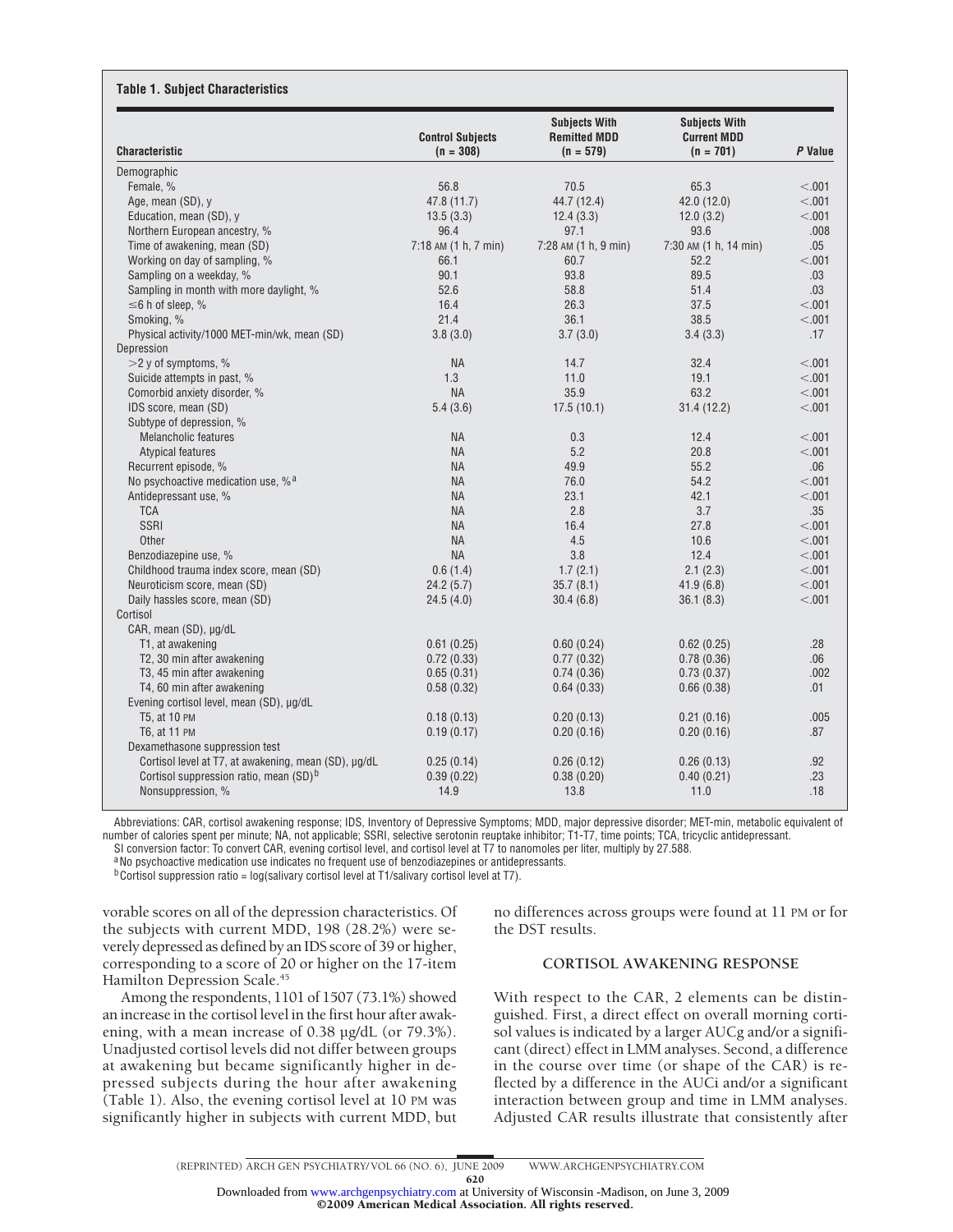**Table 1. Subject Characteristics**

| Characteristic | Control Subjects (n = 308) | Subjects With Remitted MDD (n = 579) | Subjects With Current MDD (n = 701) | *P* Value |
|---|---|---|---|---|
| Demographic | | | | |
| Female, % | 56.8 | 70.5 | 65.3 | <.001 |
| Age, mean (SD), y | 47.8 (11.7) | 44.7 (12.4) | 42.0 (12.0) | <.001 |
| Education, mean (SD), y | 13.5 (3.3) | 12.4 (3.3) | 12.0 (3.2) | <.001 |
| Northern European ancestry, % | 96.4 | 97.1 | 93.6 | .008 |
| Time of awakening, mean (SD) | 7:18 AM (1 h, 7 min) | 7:28 AM (1 h, 9 min) | 7:30 AM (1 h, 14 min) | .05 |
| Working on day of sampling, % | 66.1 | 60.7 | 52.2 | <.001 |
| Sampling on a weekday, % | 90.1 | 93.8 | 89.5 | .03 |
| Sampling in month with more daylight, % | 52.6 | 58.8 | 51.4 | .03 |
| ≤6 h of sleep, % | 16.4 | 26.3 | 37.5 | <.001 |
| Smoking, % | 21.4 | 36.1 | 38.5 | <.001 |
| Physical activity/1000 MET-min/wk, mean (SD) | 3.8 (3.0) | 3.7 (3.0) | 3.4 (3.3) | .17 |
| Depression | | | | |
| >2 y of symptoms, % | NA | 14.7 | 32.4 | <.001 |
| Suicide attempts in past, % | 1.3 | 11.0 | 19.1 | <.001 |
| Comorbid anxiety disorder, % | NA | 35.9 | 63.2 | <.001 |
| IDS score, mean (SD) | 5.4 (3.6) | 17.5 (10.1) | 31.4 (12.2) | <.001 |
| Subtype of depression, % | | | | |
| Melancholic features | NA | 0.3 | 12.4 | <.001 |
| Atypical features | NA | 5.2 | 20.8 | <.001 |
| Recurrent episode, % | NA | 49.9 | 55.2 | .06 |
| No psychoactive medication use, %[a] | NA | 76.0 | 54.2 | <.001 |
| Antidepressant use, % | NA | 23.1 | 42.1 | <.001 |
| TCA | NA | 2.8 | 3.7 | .35 |
| SSRI | NA | 16.4 | 27.8 | <.001 |
| Other | NA | 4.5 | 10.6 | <.001 |
| Benzodiazepine use, % | NA | 3.8 | 12.4 | <.001 |
| Childhood trauma index score, mean (SD) | 0.6 (1.4) | 1.7 (2.1) | 2.1 (2.3) | <.001 |
| Neuroticism score, mean (SD) | 24.2 (5.7) | 35.7 (8.1) | 41.9 (6.8) | <.001 |
| Daily hassles score, mean (SD) | 24.5 (4.0) | 30.4 (6.8) | 36.1 (8.3) | <.001 |
| Cortisol | | | | |
| CAR, mean (SD), µg/dL | | | | |
| T1, at awakening | 0.61 (0.25) | 0.60 (0.24) | 0.62 (0.25) | .28 |
| T2, 30 min after awakening | 0.72 (0.33) | 0.77 (0.32) | 0.78 (0.36) | .06 |
| T3, 45 min after awakening | 0.65 (0.31) | 0.74 (0.36) | 0.73 (0.37) | .002 |
| T4, 60 min after awakening | 0.58 (0.32) | 0.64 (0.33) | 0.66 (0.38) | .01 |
| Evening cortisol level, mean (SD), µg/dL | | | | |
| T5, at 10 PM | 0.18 (0.13) | 0.20 (0.13) | 0.21 (0.16) | .005 |
| T6, at 11 PM | 0.19 (0.17) | 0.20 (0.16) | 0.20 (0.16) | .87 |
| Dexamethasone suppression test | | | | |
| Cortisol level at T7, at awakening, mean (SD), µg/dL | 0.25 (0.14) | 0.26 (0.12) | 0.26 (0.13) | .92 |
| Cortisol suppression ratio, mean (SD)[b] | 0.39 (0.22) | 0.38 (0.20) | 0.40 (0.21) | .23 |
| Nonsuppression, % | 14.9 | 13.8 | 11.0 | .18 |

Abbreviations: CAR, cortisol awakening response; IDS, Inventory of Depressive Symptoms; MDD, major depressive disorder; MET-min, metabolic equivalent of number of calories spent per minute; NA, not applicable; SSRI, selective serotonin reuptake inhibitor; T1-T7, time points; TCA, tricyclic antidepressant.

SI conversion factor: To convert CAR, evening cortisol level, and cortisol level at T7 to nanomoles per liter, multiply by 27.588.

[a] No psychoactive medication use indicates no frequent use of benzodiazepines or antidepressants.

[b] Cortisol suppression ratio = log(salivary cortisol level at T1/salivary cortisol level at T7).

vorable scores on all of the depression characteristics. Of the subjects with current MDD, 198 (28.2%) were severely depressed as defined by an IDS score of 39 or higher, corresponding to a score of 20 or higher on the 17-item Hamilton Depression Scale.[45]

Among the respondents, 1101 of 1507 (73.1%) showed an increase in the cortisol level in the first hour after awakening, with a mean increase of 0.38 µg/dL (or 79.3%). Unadjusted cortisol levels did not differ between groups at awakening but became significantly higher in depressed subjects during the hour after awakening (Table 1). Also, the evening cortisol level at 10 PM was significantly higher in subjects with current MDD, but no differences across groups were found at 11 PM or for the DST results.

## CORTISOL AWAKENING RESPONSE

With respect to the CAR, 2 elements can be distinguished. First, a direct effect on overall morning cortisol values is indicated by a larger AUCg and/or a significant (direct) effect in LMM analyses. Second, a difference in the course over time (or shape of the CAR) is reflected by a difference in the AUCi and/or a significant interaction between group and time in LMM analyses. Adjusted CAR results illustrate that consistently after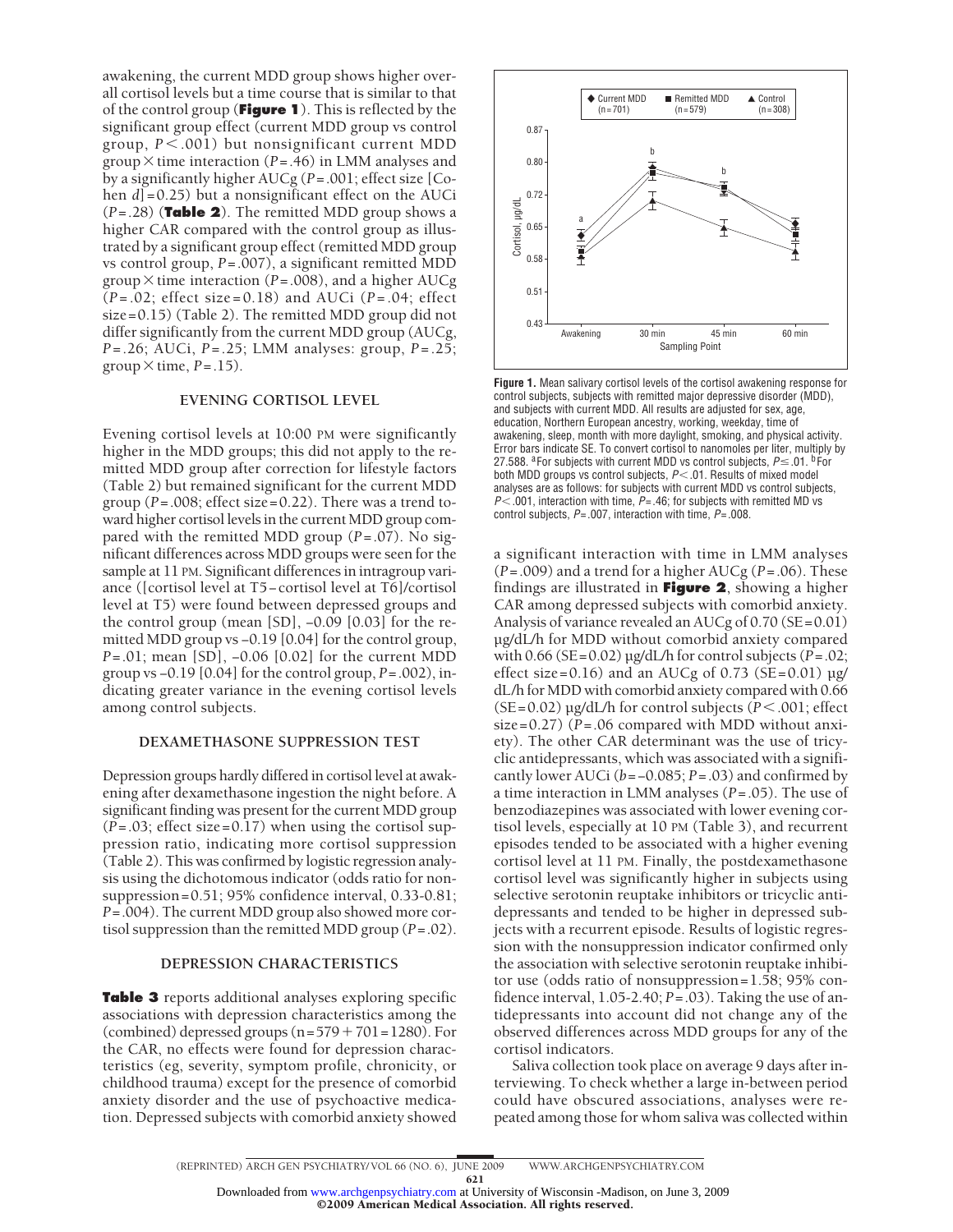awakening, the current MDD group shows higher overall cortisol levels but a time course that is similar to that of the control group (**Figure 1**). This is reflected by the significant group effect (current MDD group vs control group, $P<.001$) but nonsignificant current MDD group × time interaction ($P=.46$) in LMM analyses and by a significantly higher AUCg ($P=.001$; effect size [Cohen $d$]=0.25) but a nonsignificant effect on the AUCi ($P=.28$) (**Table 2**). The remitted MDD group shows a higher CAR compared with the control group as illustrated by a significant group effect (remitted MDD group vs control group, $P=.007$), a significant remitted MDD group × time interaction ($P=.008$), and a higher AUCg ($P=.02$; effect size=0.18) and AUCi ($P=.04$; effect size=0.15) (Table 2). The remitted MDD group did not differ significantly from the current MDD group (AUCg, $P=.26$; AUCi, $P=.25$; LMM analyses: group, $P=.25$; group × time, $P=.15$).

### EVENING CORTISOL LEVEL

Evening cortisol levels at 10:00 PM were significantly higher in the MDD groups; this did not apply to the remitted MDD group after correction for lifestyle factors (Table 2) but remained significant for the current MDD group ($P=.008$; effect size=0.22). There was a trend toward higher cortisol levels in the current MDD group compared with the remitted MDD group ($P=.07$). No significant differences across MDD groups were seen for the sample at 11 PM. Significant differences in intragroup variance ([cortisol level at T5 – cortisol level at T6]/cortisol level at T5) were found between depressed groups and the control group (mean [SD], −0.09 [0.03] for the remitted MDD group vs −0.19 [0.04] for the control group, $P=.01$; mean [SD], −0.06 [0.02] for the current MDD group vs −0.19 [0.04] for the control group, $P=.002$), indicating greater variance in the evening cortisol levels among control subjects.

### DEXAMETHASONE SUPPRESSION TEST

Depression groups hardly differed in cortisol level at awakening after dexamethasone ingestion the night before. A significant finding was present for the current MDD group ($P=.03$; effect size=0.17) when using the cortisol suppression ratio, indicating more cortisol suppression (Table 2). This was confirmed by logistic regression analysis using the dichotomous indicator (odds ratio for nonsuppression=0.51; 95% confidence interval, 0.33-0.81; $P=.004$). The current MDD group also showed more cortisol suppression than the remitted MDD group ($P=.02$).

### DEPRESSION CHARACTERISTICS

**Table 3** reports additional analyses exploring specific associations with depression characteristics among the (combined) depressed groups (n=579+701=1280). For the CAR, no effects were found for depression characteristics (eg, severity, symptom profile, chronicity, or childhood trauma) except for the presence of comorbid anxiety disorder and the use of psychoactive medication. Depressed subjects with comorbid anxiety showed

**Figure 1.** Mean salivary cortisol levels of the cortisol awakening response for control subjects, subjects with remitted major depressive disorder (MDD), and subjects with current MDD. All results are adjusted for sex, age, education, Northern European ancestry, working, weekday, time of awakening, sleep, month with more daylight, smoking, and physical activity. Error bars indicate SE. To convert cortisol to nanomoles per liter, multiply by 27.588. [a]For subjects with current MDD vs control subjects, $P\leq.01$. [b]For both MDD groups vs control subjects, $P<.01$. Results of mixed model analyses are as follows: for subjects with current MDD vs control subjects, $P<.001$, interaction with time, $P=.46$; for subjects with remitted MD vs control subjects, $P=.007$, interaction with time, $P=.008$.

a significant interaction with time in LMM analyses ($P=.009$) and a trend for a higher AUCg ($P=.06$). These findings are illustrated in **Figure 2**, showing a higher CAR among depressed subjects with comorbid anxiety. Analysis of variance revealed an AUCg of 0.70 (SE=0.01) µg/dL/h for MDD without comorbid anxiety compared with 0.66 (SE=0.02) µg/dL/h for control subjects ($P=.02$; effect size=0.16) and an AUCg of 0.73 (SE=0.01) µg/dL/h for MDD with comorbid anxiety compared with 0.66 (SE=0.02) µg/dL/h for control subjects ($P<.001$; effect size=0.27) ($P=.06$ compared with MDD without anxiety). The other CAR determinant was the use of tricyclic antidepressants, which was associated with a significantly lower AUCi ($b=-0.085$; $P=.03$) and confirmed by a time interaction in LMM analyses ($P=.05$). The use of benzodiazepines was associated with lower evening cortisol levels, especially at 10 PM (Table 3), and recurrent episodes tended to be associated with a higher evening cortisol level at 11 PM. Finally, the postdexamethasone cortisol level was significantly higher in subjects using selective serotonin reuptake inhibitors or tricyclic antidepressants and tended to be higher in depressed subjects with a recurrent episode. Results of logistic regression with the nonsuppression indicator confirmed only the association with selective serotonin reuptake inhibitor use (odds ratio of nonsuppression=1.58; 95% confidence interval, 1.05-2.40; $P=.03$). Taking the use of antidepressants into account did not change any of the observed differences across MDD groups for any of the cortisol indicators.

Saliva collection took place on average 9 days after interviewing. To check whether a large in-between period could have obscured associations, analyses were repeated among those for whom saliva was collected within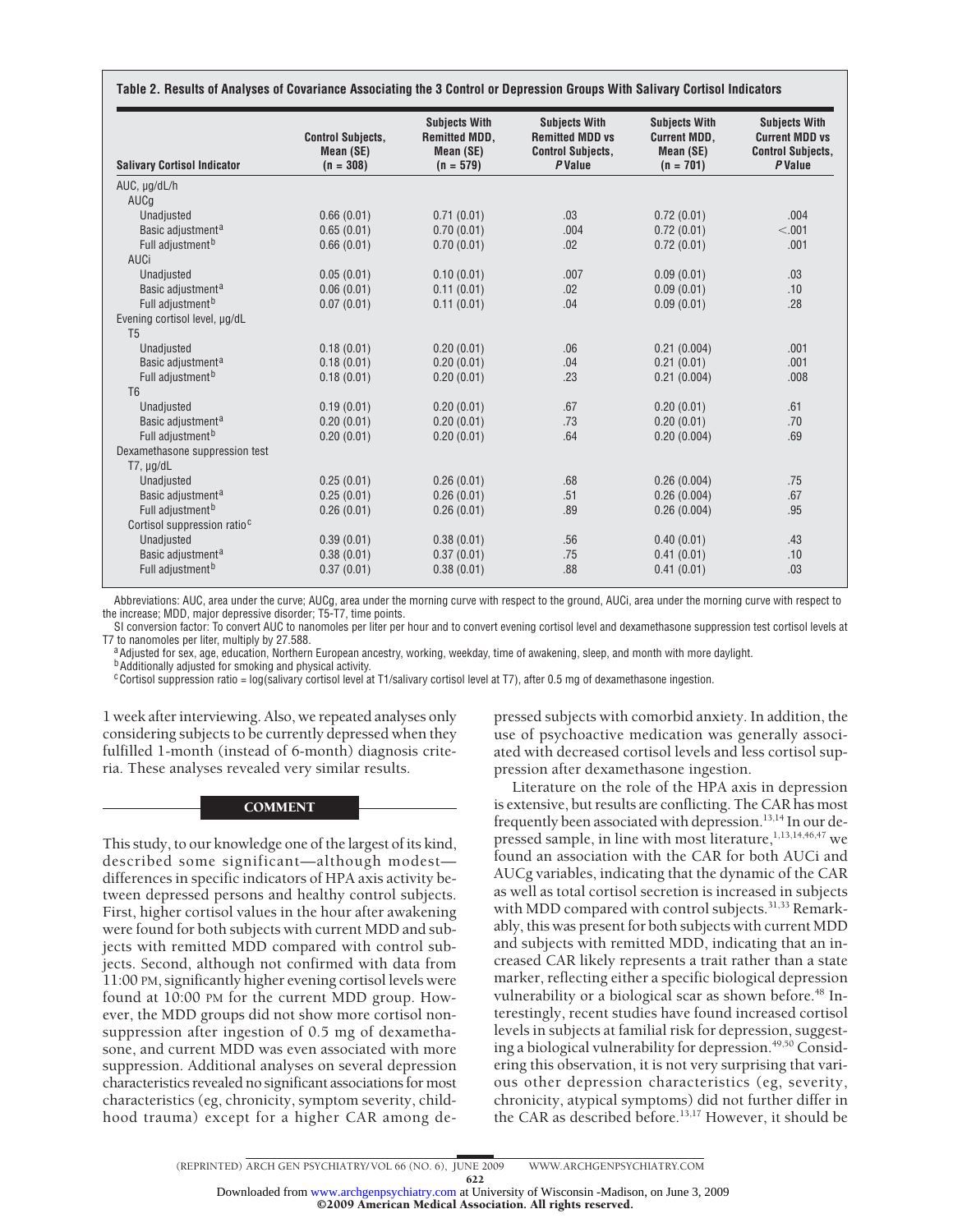**Table 2. Results of Analyses of Covariance Associating the 3 Control or Depression Groups With Salivary Cortisol Indicators**

| Salivary Cortisol Indicator | Control Subjects, Mean (SE) (n = 308) | Subjects With Remitted MDD, Mean (SE) (n = 579) | Subjects With Remitted MDD vs Control Subjects, *P* Value | Subjects With Current MDD, Mean (SE) (n = 701) | Subjects With Current MDD vs Control Subjects, *P* Value |
|---|---|---|---|---|---|
| AUC, μg/dL/h | | | | | |
| AUCg | | | | | |
| Unadjusted | 0.66 (0.01) | 0.71 (0.01) | .03 | 0.72 (0.01) | .004 |
| Basic adjustment[a] | 0.65 (0.01) | 0.70 (0.01) | .004 | 0.72 (0.01) | <.001 |
| Full adjustment[b] | 0.66 (0.01) | 0.70 (0.01) | .02 | 0.72 (0.01) | .001 |
| AUCi | | | | | |
| Unadjusted | 0.05 (0.01) | 0.10 (0.01) | .007 | 0.09 (0.01) | .03 |
| Basic adjustment[a] | 0.06 (0.01) | 0.11 (0.01) | .02 | 0.09 (0.01) | .10 |
| Full adjustment[b] | 0.07 (0.01) | 0.11 (0.01) | .04 | 0.09 (0.01) | .28 |
| Evening cortisol level, μg/dL | | | | | |
| T5 | | | | | |
| Unadjusted | 0.18 (0.01) | 0.20 (0.01) | .06 | 0.21 (0.004) | .001 |
| Basic adjustment[a] | 0.18 (0.01) | 0.20 (0.01) | .04 | 0.21 (0.01) | .001 |
| Full adjustment[b] | 0.18 (0.01) | 0.20 (0.01) | .23 | 0.21 (0.004) | .008 |
| T6 | | | | | |
| Unadjusted | 0.19 (0.01) | 0.20 (0.01) | .67 | 0.20 (0.01) | .61 |
| Basic adjustment[a] | 0.20 (0.01) | 0.20 (0.01) | .73 | 0.20 (0.01) | .70 |
| Full adjustment[b] | 0.20 (0.01) | 0.20 (0.01) | .64 | 0.20 (0.004) | .69 |
| Dexamethasone suppression test | | | | | |
| T7, μg/dL | | | | | |
| Unadjusted | 0.25 (0.01) | 0.26 (0.01) | .68 | 0.26 (0.004) | .75 |
| Basic adjustment[a] | 0.25 (0.01) | 0.26 (0.01) | .51 | 0.26 (0.004) | .67 |
| Full adjustment[b] | 0.26 (0.01) | 0.26 (0.01) | .89 | 0.26 (0.004) | .95 |
| Cortisol suppression ratio[c] | | | | | |
| Unadjusted | 0.39 (0.01) | 0.38 (0.01) | .56 | 0.40 (0.01) | .43 |
| Basic adjustment[a] | 0.38 (0.01) | 0.37 (0.01) | .75 | 0.41 (0.01) | .10 |
| Full adjustment[b] | 0.37 (0.01) | 0.38 (0.01) | .88 | 0.41 (0.01) | .03 |

Abbreviations: AUC, area under the curve; AUCg, area under the morning curve with respect to the ground, AUCi, area under the morning curve with respect to the increase; MDD, major depressive disorder; T5-T7, time points.

SI conversion factor: To convert AUC to nanomoles per liter per hour and to convert evening cortisol level and dexamethasone suppression test cortisol levels at T7 to nanomoles per liter, multiply by 27.588.

[a] Adjusted for sex, age, education, Northern European ancestry, working, weekday, time of awakening, sleep, and month with more daylight.

[b] Additionally adjusted for smoking and physical activity.

[c] Cortisol suppression ratio = log(salivary cortisol level at T1/salivary cortisol level at T7), after 0.5 mg of dexamethasone ingestion.

1 week after interviewing. Also, we repeated analyses only considering subjects to be currently depressed when they fulfilled 1-month (instead of 6-month) diagnosis criteria. These analyses revealed very similar results.

## COMMENT

This study, to our knowledge one of the largest of its kind, described some significant—although modest—differences in specific indicators of HPA axis activity between depressed persons and healthy control subjects. First, higher cortisol values in the hour after awakening were found for both subjects with current MDD and subjects with remitted MDD compared with control subjects. Second, although not confirmed with data from 11:00 PM, significantly higher evening cortisol levels were found at 10:00 PM for the current MDD group. However, the MDD groups did not show more cortisol nonsuppression after ingestion of 0.5 mg of dexamethasone, and current MDD was even associated with more suppression. Additional analyses on several depression characteristics revealed no significant associations for most characteristics (eg, chronicity, symptom severity, childhood trauma) except for a higher CAR among depressed subjects with comorbid anxiety. In addition, the use of psychoactive medication was generally associated with decreased cortisol levels and less cortisol suppression after dexamethasone ingestion.

Literature on the role of the HPA axis in depression is extensive, but results are conflicting. The CAR has most frequently been associated with depression.[13,14] In our depressed sample, in line with most literature,[1,13,14,46,47] we found an association with the CAR for both AUCi and AUCg variables, indicating that the dynamic of the CAR as well as total cortisol secretion is increased in subjects with MDD compared with control subjects.[31,33] Remarkably, this was present for both subjects with current MDD and subjects with remitted MDD, indicating that an increased CAR likely represents a trait rather than a state marker, reflecting either a specific biological depression vulnerability or a biological scar as shown before.[48] Interestingly, recent studies have found increased cortisol levels in subjects at familial risk for depression, suggesting a biological vulnerability for depression.[49,50] Considering this observation, it is not very surprising that various other depression characteristics (eg, severity, chronicity, atypical symptoms) did not further differ in the CAR as described before.[13,17] However, it should be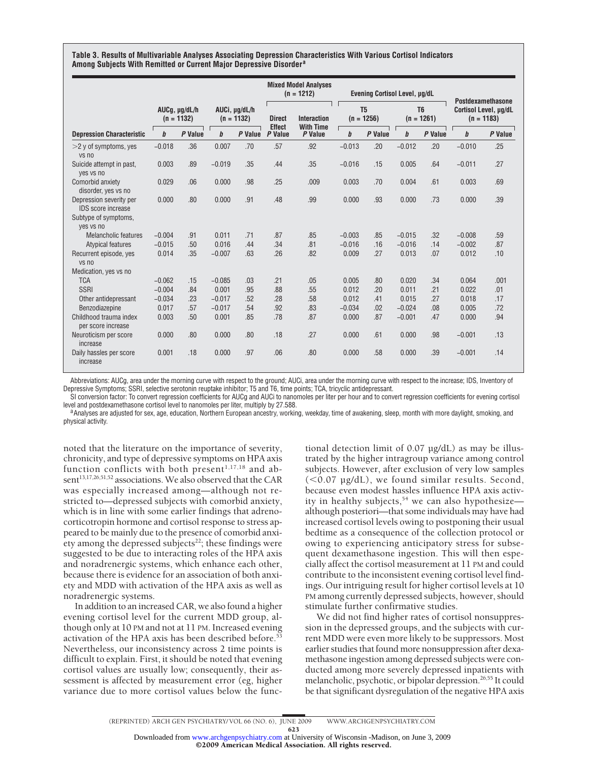**Table 3. Results of Multivariable Analyses Associating Depression Characteristics With Various Cortisol Indicators Among Subjects With Remitted or Current Major Depressive Disorder[a]**

| Depression Characteristic | AUCg, μg/dL/h (n = 1132) | | AUCi, μg/dL/h (n = 1132) | | Mixed Model Analyses (n = 1212) | | Evening Cortisol Level, μg/dL | | | | Postdexamethasone Cortisol Level, μg/dL (n = 1183) | |
|---|---|---|---|---|---|---|---|---|---|---|---|---|
| | | | | | | | T5 (n = 1256) | | T6 (n = 1261) | | | |
| | *b* | *P* Value | *b* | *P* Value | Direct Effect *P* Value | Interaction With Time *P* Value | *b* | *P* Value | *b* | *P* Value | *b* | *P* Value |
| >2 y of symptoms, yes vs no | −0.018 | .36 | 0.007 | .70 | .57 | .92 | −0.013 | .20 | −0.012 | .20 | −0.010 | .25 |
| Suicide attempt in past, yes vs no | 0.003 | .89 | −0.019 | .35 | .44 | .35 | −0.016 | .15 | 0.005 | .64 | −0.011 | .27 |
| Comorbid anxiety disorder, yes vs no | 0.029 | .06 | 0.000 | .98 | .25 | .009 | 0.003 | .70 | 0.004 | .61 | 0.003 | .69 |
| Depression severity per IDS score increase | 0.000 | .80 | 0.000 | .91 | .48 | .99 | 0.000 | .93 | 0.000 | .73 | 0.000 | .39 |
| Subtype of symptoms, yes vs no | | | | | | | | | | | | |
| Melancholic features | −0.004 | .91 | 0.011 | .71 | .87 | .85 | −0.003 | .85 | −0.015 | .32 | −0.008 | .59 |
| Atypical features | −0.015 | .50 | 0.016 | .44 | .34 | .81 | −0.016 | .16 | −0.016 | .14 | −0.002 | .87 |
| Recurrent episode, yes vs no | 0.014 | .35 | −0.007 | .63 | .26 | .82 | 0.009 | .27 | 0.013 | .07 | 0.012 | .10 |
| Medication, yes vs no | | | | | | | | | | | | |
| TCA | −0.062 | .15 | −0.085 | .03 | .21 | .05 | 0.005 | .80 | 0.020 | .34 | 0.064 | .001 |
| SSRI | −0.004 | .84 | 0.001 | .95 | .88 | .55 | 0.012 | .20 | 0.011 | .21 | 0.022 | .01 |
| Other antidepressant | −0.034 | .23 | −0.017 | .52 | .28 | .58 | 0.012 | .41 | 0.015 | .27 | 0.018 | .17 |
| Benzodiazepine | 0.017 | .57 | −0.017 | .54 | .92 | .83 | −0.034 | .02 | −0.024 | .08 | 0.005 | .72 |
| Childhood trauma index per score increase | 0.003 | .50 | 0.001 | .85 | .78 | .87 | 0.000 | .87 | −0.001 | .47 | 0.000 | .94 |
| Neuroticism per score increase | 0.000 | .80 | 0.000 | .80 | .18 | .27 | 0.000 | .61 | 0.000 | .98 | −0.001 | .13 |
| Daily hassles per score increase | 0.001 | .18 | 0.000 | .97 | .06 | .80 | 0.000 | .58 | 0.000 | .39 | −0.001 | .14 |

Abbreviations: AUCg, area under the morning curve with respect to the ground; AUCi, area under the morning curve with respect to the increase; IDS, Inventory of Depressive Symptoms; SSRI, selective serotonin reuptake inhibitor; T5 and T6, time points; TCA, tricyclic antidepressant.

SI conversion factor: To convert regression coefficients for AUCg and AUCi to nanomoles per liter per hour and to convert regression coefficients for evening cortisol level and postdexamethasone cortisol level to nanomoles per liter, multiply by 27.588.

[a]Analyses are adjusted for sex, age, education, Northern European ancestry, working, weekday, time of awakening, sleep, month with more daylight, smoking, and physical activity.

noted that the literature on the importance of severity, chronicity, and type of depressive symptoms on HPA axis function conflicts with both present[1,17,18] and absent[13,17,26,51,52] associations. We also observed that the CAR was especially increased among—although not restricted to—depressed subjects with comorbid anxiety, which is in line with some earlier findings that adrenocorticotropin hormone and cortisol response to stress appeared to be mainly due to the presence of comorbid anxiety among the depressed subjects[22]; these findings were suggested to be due to interacting roles of the HPA axis and noradrenergic systems, which enhance each other, because there is evidence for an association of both anxiety and MDD with activation of the HPA axis as well as noradrenergic systems.

In addition to an increased CAR, we also found a higher evening cortisol level for the current MDD group, although only at 10 PM and not at 11 PM. Increased evening activation of the HPA axis has been described before.[53] Nevertheless, our inconsistency across 2 time points is difficult to explain. First, it should be noted that evening cortisol values are usually low; consequently, their assessment is affected by measurement error (eg, higher variance due to more cortisol values below the functional detection limit of 0.07 μg/dL) as may be illustrated by the higher intragroup variance among control subjects. However, after exclusion of very low samples (<0.07 μg/dL), we found similar results. Second, because even modest hassles influence HPA axis activity in healthy subjects,[54] we can also hypothesize—although posteriori—that some individuals may have had increased cortisol levels owing to postponing their usual bedtime as a consequence of the collection protocol or owing to experiencing anticipatory stress for subsequent dexamethasone ingestion. This will then especially affect the cortisol measurement at 11 PM and could contribute to the inconsistent evening cortisol level findings. Our intriguing result for higher cortisol levels at 10 PM among currently depressed subjects, however, should stimulate further confirmative studies.

We did not find higher rates of cortisol nonsuppression in the depressed groups, and the subjects with current MDD were even more likely to be suppressors. Most earlier studies that found more nonsuppression after dexamethasone ingestion among depressed subjects were conducted among more severely depressed inpatients with melancholic, psychotic, or bipolar depression.[26,55] It could be that significant dysregulation of the negative HPA axis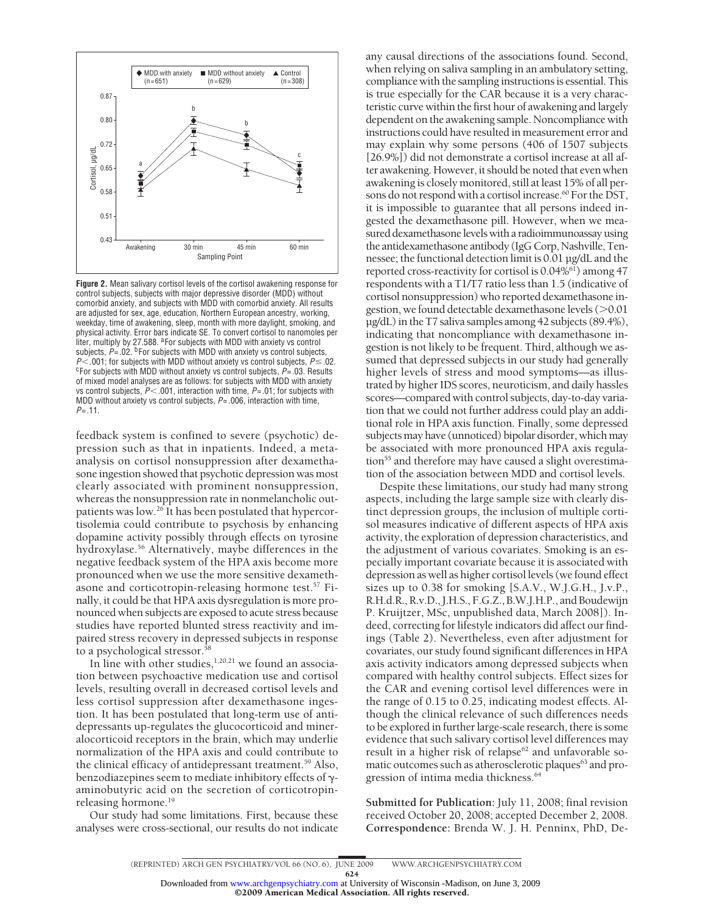**Figure 2.** Mean salivary cortisol levels of the cortisol awakening response for control subjects, subjects with major depressive disorder (MDD) without comorbid anxiety, and subjects with MDD with comorbid anxiety. All results are adjusted for sex, age, education, Northern European ancestry, working, weekday, time of awakening, sleep, month with more daylight, smoking, and physical activity. Error bars indicate SE. To convert cortisol to nanomoles per liter, multiply by 27.588. [a]For subjects with MDD with anxiety vs control subjects, $P = .02$. [b]For subjects with MDD with anxiety vs control subjects, $P < .001$; for subjects with MDD without anxiety vs control subjects, $P \leq .02$. [c]For subjects with MDD without anxiety vs control subjects, $P = .03$. Results of mixed model analyses are as follows: for subjects with MDD with anxiety vs control subjects, $P < .001$, interaction with time, $P = .01$; for subjects with MDD without anxiety vs control subjects, $P = .006$, interaction with time, $P = .11$.

feedback system is confined to severe (psychotic) depression such as that in inpatients. Indeed, a meta-analysis on cortisol nonsuppression after dexamethasone ingestion showed that psychotic depression was most clearly associated with prominent nonsuppression, whereas the nonsuppression rate in nonmelancholic outpatients was low.[26] It has been postulated that hypercortisolemia could contribute to psychosis by enhancing dopamine activity possibly through effects on tyrosine hydroxylase.[56] Alternatively, maybe differences in the negative feedback system of the HPA axis become more pronounced when we use the more sensitive dexamethasone and corticotropin-releasing hormone test.[57] Finally, it could be that HPA axis dysregulation is more pronounced when subjects are exposed to acute stress because studies have reported blunted stress reactivity and impaired stress recovery in depressed subjects in response to a psychological stressor.[58]

In line with other studies,[1,20,21] we found an association between psychoactive medication use and cortisol levels, resulting overall in decreased cortisol levels and less cortisol suppression after dexamethasone ingestion. It has been postulated that long-term use of antidepressants up-regulates the glucocorticoid and mineralocorticoid receptors in the brain, which may underlie normalization of the HPA axis and could contribute to the clinical efficacy of antidepressant treatment.[59] Also, benzodiazepines seem to mediate inhibitory effects of γ-aminobutyric acid on the secretion of corticotropin-releasing hormone.[19]

Our study had some limitations. First, because these analyses were cross-sectional, our results do not indicate any causal directions of the associations found. Second, when relying on saliva sampling in an ambulatory setting, compliance with the sampling instructions is essential. This is true especially for the CAR because it is a very characteristic curve within the first hour of awakening and largely dependent on the awakening sample. Noncompliance with instructions could have resulted in measurement error and may explain why some persons (406 of 1507 subjects [26.9%]) did not demonstrate a cortisol increase at all after awakening. However, it should be noted that even when awakening is closely monitored, still at least 15% of all persons do not respond with a cortisol increase.[60] For the DST, it is impossible to guarantee that all persons indeed ingested the dexamethasone pill. However, when we measured dexamethasone levels with a radioimmunoassay using the antidexamethasone antibody (IgG Corp, Nashville, Tennessee; the functional detection limit is 0.01 μg/dL and the reported cross-reactivity for cortisol is 0.04%[61]) among 47 respondents with a T1/T7 ratio less than 1.5 (indicative of cortisol nonsuppression) who reported dexamethasone ingestion, we found detectable dexamethasone levels (>0.01 μg/dL) in the T7 saliva samples among 42 subjects (89.4%), indicating that noncompliance with dexamethasone ingestion is not likely to be frequent. Third, although we assumed that depressed subjects in our study had generally higher levels of stress and mood symptoms—as illustrated by higher IDS scores, neuroticism, and daily hassles scores—compared with control subjects, day-to-day variation that we could not further address could play an additional role in HPA axis function. Finally, some depressed subjects may have (unnoticed) bipolar disorder, which may be associated with more pronounced HPA axis regulation[55] and therefore may have caused a slight overestimation of the association between MDD and cortisol levels.

Despite these limitations, our study had many strong aspects, including the large sample size with clearly distinct depression groups, the inclusion of multiple cortisol measures indicative of different aspects of HPA axis activity, the exploration of depression characteristics, and the adjustment of various covariates. Smoking is an especially important covariate because it is associated with depression as well as higher cortisol levels (we found effect sizes up to 0.38 for smoking [S.A.V., W.J.G.H., J.v.P., R.H.d.R., R.v.D., J.H.S., F.G.Z., B.W.J.H.P., and Boudewijn P. Kruijtzer, MSc, unpublished data, March 2008]). Indeed, correcting for lifestyle indicators did affect our findings (Table 2). Nevertheless, even after adjustment for covariates, our study found significant differences in HPA axis activity indicators among depressed subjects when compared with healthy control subjects. Effect sizes for the CAR and evening cortisol level differences were in the range of 0.15 to 0.25, indicating modest effects. Although the clinical relevance of such differences needs to be explored in further large-scale research, there is some evidence that such salivary cortisol level differences may result in a higher risk of relapse[62] and unfavorable somatic outcomes such as atherosclerotic plaques[63] and progression of intima media thickness.[64]

**Submitted for Publication:** July 11, 2008; final revision received October 20, 2008; accepted December 2, 2008.
**Correspondence:** Brenda W. J. H. Penninx, PhD, De-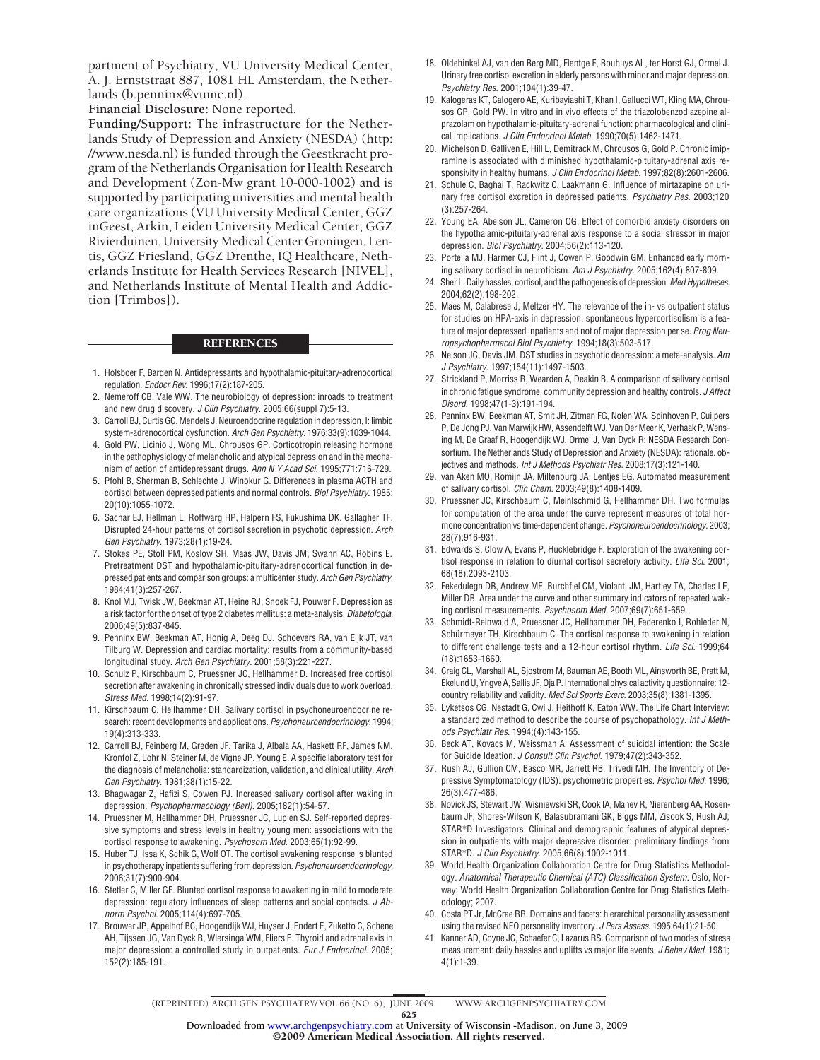partment of Psychiatry, VU University Medical Center, A. J. Ernststraat 887, 1081 HL Amsterdam, the Netherlands (b.penninx@vumc.nl).

**Financial Disclosure:** None reported.

**Funding/Support:** The infrastructure for the Netherlands Study of Depression and Anxiety (NESDA) (http://www.nesda.nl) is funded through the Geestkracht program of the Netherlands Organisation for Health Research and Development (Zon-Mw grant 10-000-1002) and is supported by participating universities and mental health care organizations (VU University Medical Center, GGZ inGeest, Arkin, Leiden University Medical Center, GGZ Rivierduinen, University Medical Center Groningen, Lentis, GGZ Friesland, GGZ Drenthe, IQ Healthcare, Netherlands Institute for Health Services Research [NIVEL], and Netherlands Institute of Mental Health and Addiction [Trimbos]).

## REFERENCES

1. Holsboer F, Barden N. Antidepressants and hypothalamic-pituitary-adrenocortical regulation. *Endocr Rev*. 1996;17(2):187-205.
2. Nemeroff CB, Vale WW. The neurobiology of depression: inroads to treatment and new drug discovery. *J Clin Psychiatry*. 2005;66(suppl 7):5-13.
3. Carroll BJ, Curtis GC, Mendels J. Neuroendocrine regulation in depression, I: limbic system-adrenocortical dysfunction. *Arch Gen Psychiatry*. 1976;33(9):1039-1044.
4. Gold PW, Licinio J, Wong ML, Chrousos GP. Corticotropin releasing hormone in the pathophysiology of melancholic and atypical depression and in the mechanism of action of antidepressant drugs. *Ann N Y Acad Sci*. 1995;771:716-729.
5. Pfohl B, Sherman B, Schlechte J, Winokur G. Differences in plasma ACTH and cortisol between depressed patients and normal controls. *Biol Psychiatry*. 1985;20(10):1055-1072.
6. Sachar EJ, Hellman L, Roffwarg HP, Halpern FS, Fukushima DK, Gallagher TF. Disrupted 24-hour patterns of cortisol secretion in psychotic depression. *Arch Gen Psychiatry*. 1973;28(1):19-24.
7. Stokes PE, Stoll PM, Koslow SH, Maas JW, Davis JM, Swann AC, Robins E. Pretreatment DST and hypothalamic-pituitary-adrenocortical function in depressed patients and comparison groups: a multicenter study. *Arch Gen Psychiatry*. 1984;41(3):257-267.
8. Knol MJ, Twisk JW, Beekman AT, Heine RJ, Snoek FJ, Pouwer F. Depression as a risk factor for the onset of type 2 diabetes mellitus: a meta-analysis. *Diabetologia*. 2006;49(5):837-845.
9. Penninx BW, Beekman AT, Honig A, Deeg DJ, Schoevers RA, van Eijk JT, van Tilburg W. Depression and cardiac mortality: results from a community-based longitudinal study. *Arch Gen Psychiatry*. 2001;58(3):221-227.
10. Schulz P, Kirschbaum C, Pruessner JC, Hellhammer D. Increased free cortisol secretion after awakening in chronically stressed individuals due to work overload. *Stress Med*. 1998;14(2):91-97.
11. Kirschbaum C, Hellhammer DH. Salivary cortisol in psychoneuroendocrine research: recent developments and applications. *Psychoneuroendocrinology*. 1994;19(4):313-333.
12. Carroll BJ, Feinberg M, Greden JF, Tarika J, Albala AA, Haskett RF, James NM, Kronfol Z, Lohr N, Steiner M, de Vigne JP, Young E. A specific laboratory test for the diagnosis of melancholia: standardization, validation, and clinical utility. *Arch Gen Psychiatry*. 1981;38(1):15-22.
13. Bhagwagar Z, Hafizi S, Cowen PJ. Increased salivary cortisol after waking in depression. *Psychopharmacology (Berl)*. 2005;182(1):54-57.
14. Pruessner M, Hellhammer DH, Pruessner JC, Lupien SJ. Self-reported depressive symptoms and stress levels in healthy young men: associations with the cortisol response to awakening. *Psychosom Med*. 2003;65(1):92-99.
15. Huber TJ, Issa K, Schik G, Wolf OT. The cortisol awakening response is blunted in psychotherapy inpatients suffering from depression. *Psychoneuroendocrinology*. 2006;31(7):900-904.
16. Stetler C, Miller GE. Blunted cortisol response to awakening in mild to moderate depression: regulatory influences of sleep patterns and social contacts. *J Abnorm Psychol*. 2005;114(4):697-705.
17. Brouwer JP, Appelhof BC, Hoogendijk WJ, Huyser J, Endert E, Zuketto C, Schene AH, Tijssen JG, Van Dyck R, Wiersinga WM, Fliers E. Thyroid and adrenal axis in major depression: a controlled study in outpatients. *Eur J Endocrinol*. 2005;152(2):185-191.
18. Oldehinkel AJ, van den Berg MD, Flentge F, Bouhuys AL, ter Horst GJ, Ormel J. Urinary free cortisol excretion in elderly persons with minor and major depression. *Psychiatry Res*. 2001;104(1):39-47.
19. Kalogeras KT, Calogero AE, Kuribayiashi T, Khan I, Gallucci WT, Kling MA, Chrousos GP, Gold PW. In vitro and in vivo effects of the triazolobenzodiazepine alprazolam on hypothalamic-pituitary-adrenal function: pharmacological and clinical implications. *J Clin Endocrinol Metab*. 1990;70(5):1462-1471.
20. Michelson D, Galliven E, Hill L, Demitrack M, Chrousos G, Gold P. Chronic imipramine is associated with diminished hypothalamic-pituitary-adrenal axis responsivity in healthy humans. *J Clin Endocrinol Metab*. 1997;82(8):2601-2606.
21. Schule C, Baghai T, Rackwitz C, Laakmann G. Influence of mirtazapine on urinary free cortisol excretion in depressed patients. *Psychiatry Res*. 2003;120(3):257-264.
22. Young EA, Abelson JL, Cameron OG. Effect of comorbid anxiety disorders on the hypothalamic-pituitary-adrenal axis response to a social stressor in major depression. *Biol Psychiatry*. 2004;56(2):113-120.
23. Portella MJ, Harmer CJ, Flint J, Cowen P, Goodwin GM. Enhanced early morning salivary cortisol in neuroticism. *Am J Psychiatry*. 2005;162(4):807-809.
24. Sher L. Daily hassles, cortisol, and the pathogenesis of depression. *Med Hypotheses*. 2004;62(2):198-202.
25. Maes M, Calabrese J, Meltzer HY. The relevance of the in- vs outpatient status for studies on HPA-axis in depression: spontaneous hypercortisolism is a feature of major depressed inpatients and not of major depression per se. *Prog Neuropsychopharmacol Biol Psychiatry*. 1994;18(3):503-517.
26. Nelson JC, Davis JM. DST studies in psychotic depression: a meta-analysis. *Am J Psychiatry*. 1997;154(11):1497-1503.
27. Strickland P, Morriss R, Wearden A, Deakin B. A comparison of salivary cortisol in chronic fatigue syndrome, community depression and healthy controls. *J Affect Disord*. 1998;47(1-3):191-194.
28. Penninx BW, Beekman AT, Smit JH, Zitman FG, Nolen WA, Spinhoven P, Cuijpers P, De Jong PJ, Van Marwijk HW, Assendelft WJ, Van Der Meer K, Verhaak P, Wensing M, De Graaf R, Hoogendijk WJ, Ormel J, Van Dyck R; NESDA Research Consortium. The Netherlands Study of Depression and Anxiety (NESDA): rationale, objectives and methods. *Int J Methods Psychiatr Res*. 2008;17(3):121-140.
29. van Aken MO, Romijn JA, Miltenburg JA, Lentjes EG. Automated measurement of salivary cortisol. *Clin Chem*. 2003;49(8):1408-1409.
30. Pruessner JC, Kirschbaum C, Meinlschmid G, Hellhammer DH. Two formulas for computation of the area under the curve represent measures of total hormone concentration vs time-dependent change. *Psychoneuroendocrinology*. 2003;28(7):916-931.
31. Edwards S, Clow A, Evans P, Hucklebridge F. Exploration of the awakening cortisol response in relation to diurnal cortisol secretory activity. *Life Sci*. 2001;68(18):2093-2103.
32. Fekedulegn DB, Andrew ME, Burchfiel CM, Violanti JM, Hartley TA, Charles LE, Miller DB. Area under the curve and other summary indicators of repeated waking cortisol measurements. *Psychosom Med*. 2007;69(7):651-659.
33. Schmidt-Reinwald A, Pruessner JC, Hellhammer DH, Federenko I, Rohleder N, Schürmeyer TH, Kirschbaum C. The cortisol response to awakening in relation to different challenge tests and a 12-hour cortisol rhythm. *Life Sci*. 1999;64(18):1653-1660.
34. Craig CL, Marshall AL, Sjostrom M, Bauman AE, Booth ML, Ainsworth BE, Pratt M, Ekelund U, Yngve A, Sallis JF, Oja P. International physical activity questionnaire: 12-country reliability and validity. *Med Sci Sports Exerc*. 2003;35(8):1381-1395.
35. Lyketsos CG, Nestadt G, Cwi J, Heithoff K, Eaton WW. The Life Chart Interview: a standardized method to describe the course of psychopathology. *Int J Methods Psychiatr Res*. 1994;(4):143-155.
36. Beck AT, Kovacs M, Weissman A. Assessment of suicidal intention: the Scale for Suicide Ideation. *J Consult Clin Psychol*. 1979;47(2):343-352.
37. Rush AJ, Gullion CM, Basco MR, Jarrett RB, Trivedi MH. The Inventory of Depressive Symptomatology (IDS): psychometric properties. *Psychol Med*. 1996;26(3):477-486.
38. Novick JS, Stewart JW, Wisniewski SR, Cook IA, Manev R, Nierenberg AA, Rosenbaum JF, Shores-Wilson K, Balasubramani GK, Biggs MM, Zisook S, Rush AJ; STAR*D Investigators. Clinical and demographic features of atypical depression in outpatients with major depressive disorder: preliminary findings from STAR*D. *J Clin Psychiatry*. 2005;66(8):1002-1011.
39. World Health Organization Collaboration Centre for Drug Statistics Methodology. *Anatomical Therapeutic Chemical (ATC) Classification System*. Oslo, Norway: World Health Organization Collaboration Centre for Drug Statistics Methodology; 2007.
40. Costa PT Jr, McCrae RR. Domains and facets: hierarchical personality assessment using the revised NEO personality inventory. *J Pers Assess*. 1995;64(1):21-50.
41. Kanner AD, Coyne JC, Schaefer C, Lazarus RS. Comparison of two modes of stress measurement: daily hassles and uplifts vs major life events. *J Behav Med*. 1981;4(1):1-39.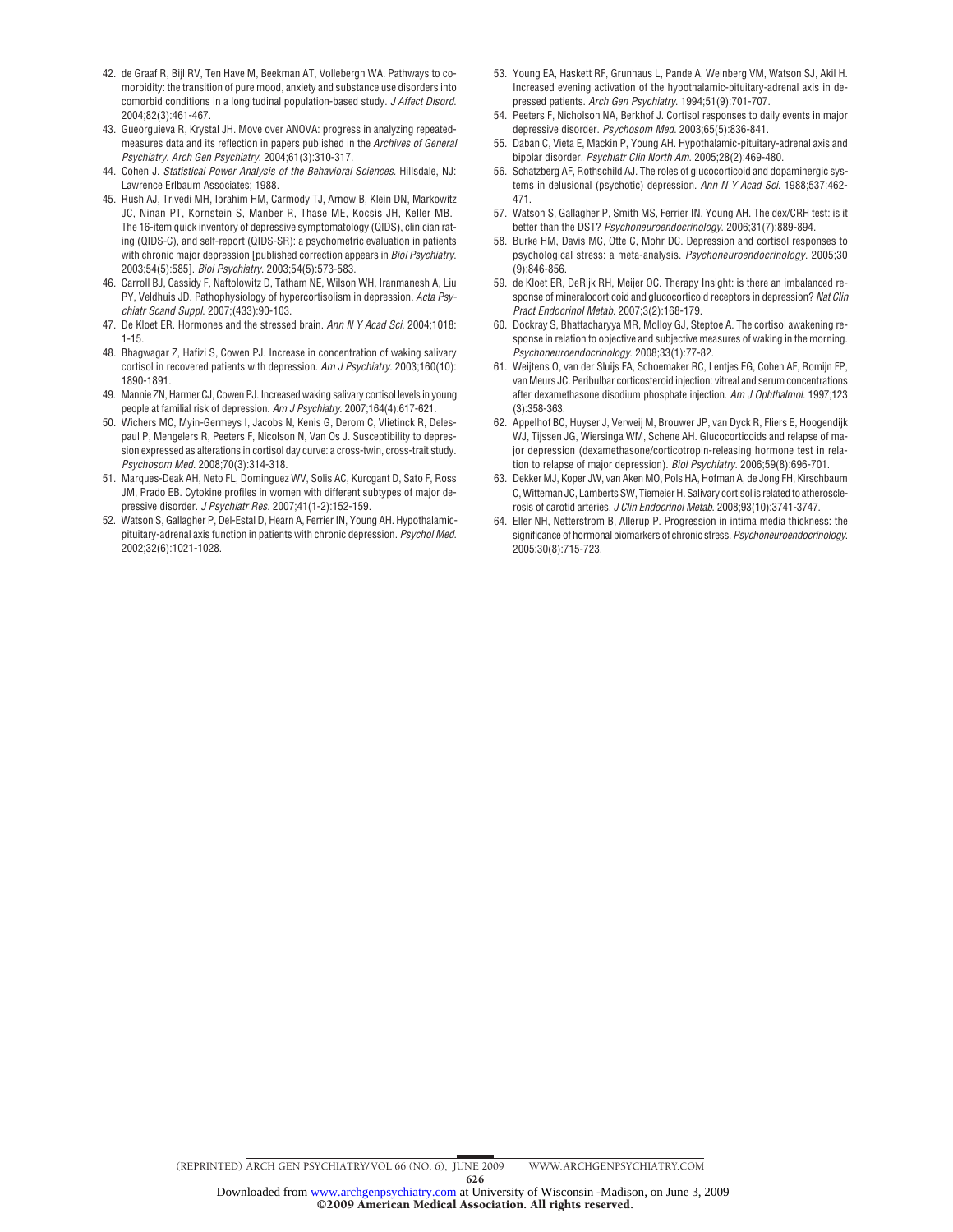42. de Graaf R, Bijl RV, Ten Have M, Beekman AT, Vollebergh WA. Pathways to comorbidity: the transition of pure mood, anxiety and substance use disorders into comorbid conditions in a longitudinal population-based study. *J Affect Disord.* 2004;82(3):461-467.
43. Gueorguieva R, Krystal JH. Move over ANOVA: progress in analyzing repeated-measures data and its reflection in papers published in the *Archives of General Psychiatry*. *Arch Gen Psychiatry.* 2004;61(3):310-317.
44. Cohen J. *Statistical Power Analysis of the Behavioral Sciences.* Hillsdale, NJ: Lawrence Erlbaum Associates; 1988.
45. Rush AJ, Trivedi MH, Ibrahim HM, Carmody TJ, Arnow B, Klein DN, Markowitz JC, Ninan PT, Kornstein S, Manber R, Thase ME, Kocsis JH, Keller MB. The 16-item quick inventory of depressive symptomatology (QIDS), clinician rating (QIDS-C), and self-report (QIDS-SR): a psychometric evaluation in patients with chronic major depression [published correction appears in *Biol Psychiatry.* 2003;54(5):585]. *Biol Psychiatry.* 2003;54(5):573-583.
46. Carroll BJ, Cassidy F, Naftolowitz D, Tatham NE, Wilson WH, Iranmanesh A, Liu PY, Veldhuis JD. Pathophysiology of hypercortisolism in depression. *Acta Psychiatr Scand Suppl.* 2007;(433):90-103.
47. De Kloet ER. Hormones and the stressed brain. *Ann N Y Acad Sci.* 2004;1018:1-15.
48. Bhagwagar Z, Hafizi S, Cowen PJ. Increase in concentration of waking salivary cortisol in recovered patients with depression. *Am J Psychiatry.* 2003;160(10):1890-1891.
49. Mannie ZN, Harmer CJ, Cowen PJ. Increased waking salivary cortisol levels in young people at familial risk of depression. *Am J Psychiatry.* 2007;164(4):617-621.
50. Wichers MC, Myin-Germeys I, Jacobs N, Kenis G, Derom C, Vlietinck R, Delespaul P, Mengelers R, Peeters F, Nicolson N, Van Os J. Susceptibility to depression expressed as alterations in cortisol day curve: a cross-twin, cross-trait study. *Psychosom Med.* 2008;70(3):314-318.
51. Marques-Deak AH, Neto FL, Dominguez WV, Solis AC, Kurcgant D, Sato F, Ross JM, Prado EB. Cytokine profiles in women with different subtypes of major depressive disorder. *J Psychiatr Res.* 2007;41(1-2):152-159.
52. Watson S, Gallagher P, Del-Estal D, Hearn A, Ferrier IN, Young AH. Hypothalamic-pituitary-adrenal axis function in patients with chronic depression. *Psychol Med.* 2002;32(6):1021-1028.
53. Young EA, Haskett RF, Grunhaus L, Pande A, Weinberg VM, Watson SJ, Akil H. Increased evening activation of the hypothalamic-pituitary-adrenal axis in depressed patients. *Arch Gen Psychiatry.* 1994;51(9):701-707.
54. Peeters F, Nicholson NA, Berkhof J. Cortisol responses to daily events in major depressive disorder. *Psychosom Med.* 2003;65(5):836-841.
55. Daban C, Vieta E, Mackin P, Young AH. Hypothalamic-pituitary-adrenal axis and bipolar disorder. *Psychiatr Clin North Am.* 2005;28(2):469-480.
56. Schatzberg AF, Rothschild AJ. The roles of glucocorticoid and dopaminergic systems in delusional (psychotic) depression. *Ann N Y Acad Sci.* 1988;537:462-471.
57. Watson S, Gallagher P, Smith MS, Ferrier IN, Young AH. The dex/CRH test: is it better than the DST? *Psychoneuroendocrinology.* 2006;31(7):889-894.
58. Burke HM, Davis MC, Otte C, Mohr DC. Depression and cortisol responses to psychological stress: a meta-analysis. *Psychoneuroendocrinology.* 2005;30(9):846-856.
59. de Kloet ER, DeRijk RH, Meijer OC. Therapy Insight: is there an imbalanced response of mineralocorticoid and glucocorticoid receptors in depression? *Nat Clin Pract Endocrinol Metab.* 2007;3(2):168-179.
60. Dockray S, Bhattacharyya MR, Molloy GJ, Steptoe A. The cortisol awakening response in relation to objective and subjective measures of waking in the morning. *Psychoneuroendocrinology.* 2008;33(1):77-82.
61. Weijtens O, van der Sluijs FA, Schoemaker RC, Lentjes EG, Cohen AF, Romijn FP, van Meurs JC. Peribulbar corticosteroid injection: vitreal and serum concentrations after dexamethasone disodium phosphate injection. *Am J Ophthalmol.* 1997;123(3):358-363.
62. Appelhof BC, Huyser J, Verweij M, Brouwer JP, van Dyck R, Fliers E, Hoogendijk WJ, Tijssen JG, Wiersinga WM, Schene AH. Glucocorticoids and relapse of major depression (dexamethasone/corticotropin-releasing hormone test in relation to relapse of major depression). *Biol Psychiatry.* 2006;59(8):696-701.
63. Dekker MJ, Koper JW, van Aken MO, Pols HA, Hofman A, de Jong FH, Kirschbaum C, Witteman JC, Lamberts SW, Tiemeier H. Salivary cortisol is related to atherosclerosis of carotid arteries. *J Clin Endocrinol Metab.* 2008;93(10):3741-3747.
64. Eller NH, Netterstrom B, Allerup P. Progression in intima media thickness: the significance of hormonal biomarkers of chronic stress. *Psychoneuroendocrinology.* 2005;30(8):715-723.